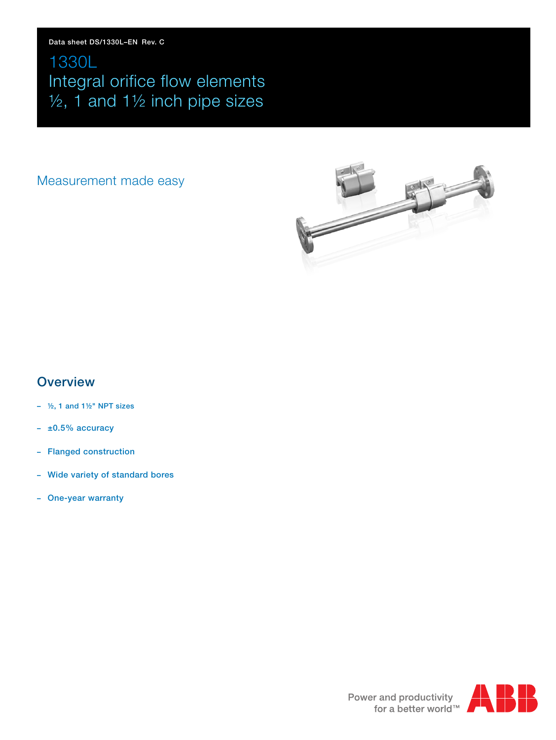Data sheet DS/1330L–EN Rev. C

# 1330L
# Integral orifice flow elements
# ½, 1 and 1½ inch pipe sizes

Measurement made easy

## Overview

- ½, 1 and 1½" NPT sizes
- ±0.5% accuracy
- Flanged construction
- Wide variety of standard bores
- One-year warranty

Power and productivity for a better world™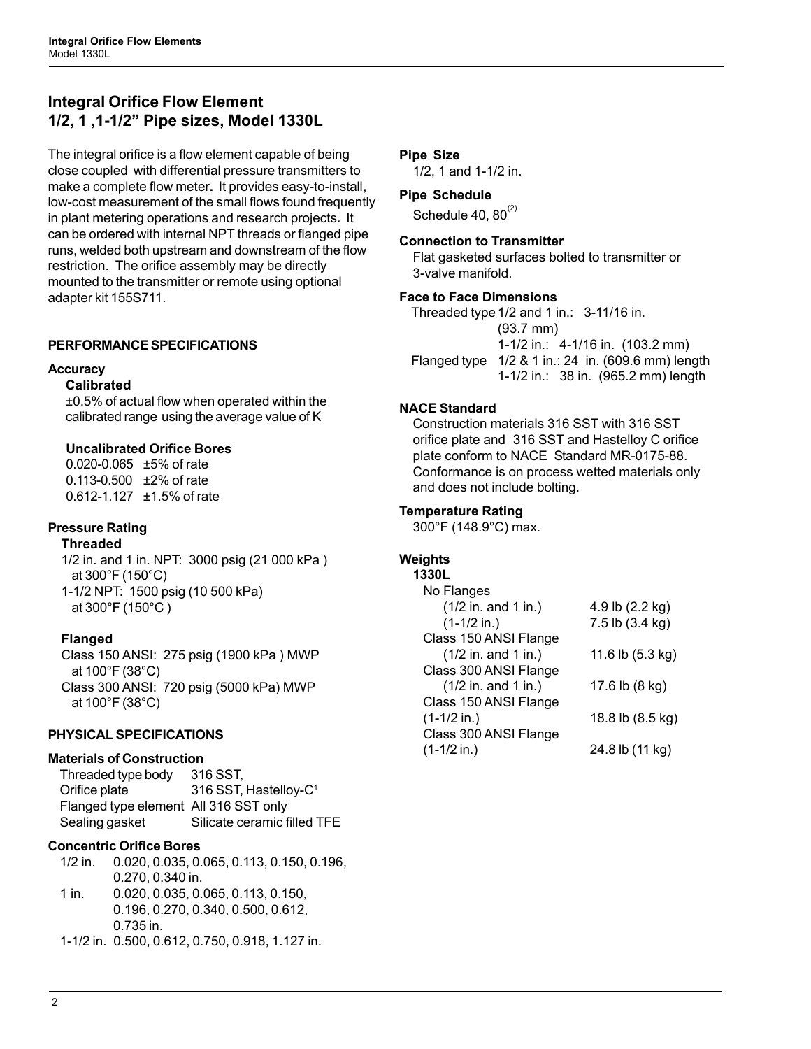## Integral Orifice Flow Element 1/2, 1 ,1-1/2" Pipe sizes, Model 1330L

The integral orifice is a flow element capable of being close coupled with differential pressure transmitters to make a complete flow meter. It provides easy-to-install, low-cost measurement of the small flows found frequently in plant metering operations and research projects. It can be ordered with internal NPT threads or flanged pipe runs, welded both upstream and downstream of the flow restriction. The orifice assembly may be directly mounted to the transmitter or remote using optional adapter kit 155S711.

### PERFORMANCE SPECIFICATIONS

#### Accuracy

**Calibrated**

±0.5% of actual flow when operated within the calibrated range using the average value of K

**Uncalibrated Orifice Bores**

| | |
|---|---|
| 0.020-0.065 | ±5% of rate |
| 0.113-0.500 | ±2% of rate |
| 0.612-1.127 | ±1.5% of rate |

#### Pressure Rating

**Threaded**

1/2 in. and 1 in. NPT: 3000 psig (21 000 kPa ) at 300°F (150°C)
1-1/2 NPT: 1500 psig (10 500 kPa) at 300°F (150°C )

**Flanged**

Class 150 ANSI: 275 psig (1900 kPa ) MWP at 100°F (38°C)
Class 300 ANSI: 720 psig (5000 kPa) MWP at 100°F (38°C)

### PHYSICAL SPECIFICATIONS

#### Materials of Construction

| | |
|---|---|
| Threaded type body | 316 SST, |
| Orifice plate | 316 SST, Hastelloy-C[1] |
| Flanged type element | All 316 SST only |
| Sealing gasket | Silicate ceramic filled TFE |

#### Concentric Orifice Bores

| | |
|---|---|
| 1/2 in. | 0.020, 0.035, 0.065, 0.113, 0.150, 0.196, 0.270, 0.340 in. |
| 1 in. | 0.020, 0.035, 0.065, 0.113, 0.150, 0.196, 0.270, 0.340, 0.500, 0.612, 0.735 in. |
| 1-1/2 in. | 0.500, 0.612, 0.750, 0.918, 1.127 in. |

#### Pipe Size

1/2, 1 and 1-1/2 in.

#### Pipe Schedule

Schedule 40, 80[(2)]

#### Connection to Transmitter

Flat gasketed surfaces bolted to transmitter or 3-valve manifold.

#### Face to Face Dimensions

| | | |
|---|---|---|
| Threaded type | 1/2 and 1 in.: | 3-11/16 in. (93.7 mm) |
| | 1-1/2 in.: | 4-1/16 in. (103.2 mm) |
| Flanged type | 1/2 & 1 in.: | 24 in. (609.6 mm) length |
| | 1-1/2 in.: | 38 in. (965.2 mm) length |

#### NACE Standard

Construction materials 316 SST with 316 SST orifice plate and 316 SST and Hastelloy C orifice plate conform to NACE Standard MR-0175-88. Conformance is on process wetted materials only and does not include bolting.

#### Temperature Rating

300°F (148.9°C) max.

#### Weights

**1330L**

| | |
|---|---|
| No Flanges | |
| (1/2 in. and 1 in.) | 4.9 lb (2.2 kg) |
| (1-1/2 in.) | 7.5 lb (3.4 kg) |
| Class 150 ANSI Flange (1/2 in. and 1 in.) | 11.6 lb (5.3 kg) |
| Class 300 ANSI Flange (1/2 in. and 1 in.) | 17.6 lb (8 kg) |
| Class 150 ANSI Flange (1-1/2 in.) | 18.8 lb (8.5 kg) |
| Class 300 ANSI Flange (1-1/2 in.) | 24.8 lb (11 kg) |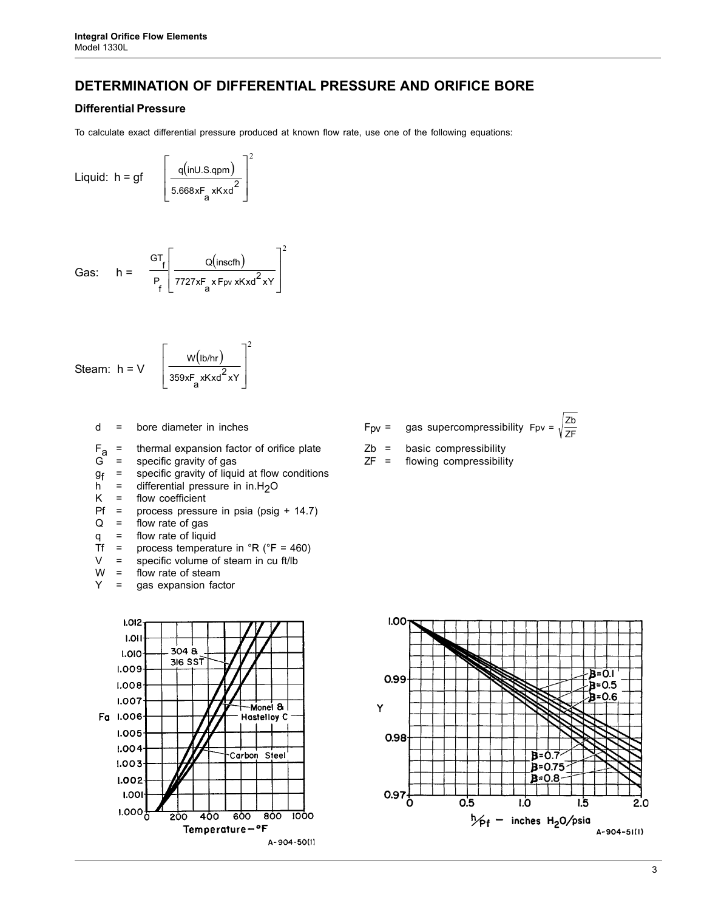## DETERMINATION OF DIFFERENTIAL PRESSURE AND ORIFICE BORE

### Differential Pressure

To calculate exact differential pressure produced at known flow rate, use one of the following equations:

Liquid: $$h = gf \left[ \frac{q(\text{in U.S. gpm})}{5.668 \times F_a \times K \times d^2} \right]^2$$

Gas: $$h = \frac{GT_f}{P_f} \left[ \frac{Q(\text{in scfh})}{7727 \times F_a \times F_{pv} \times K \times d^2 \times Y} \right]^2$$

Steam: $$h = V \left[ \frac{W(\text{lb/hr})}{359 \times F_a \times K \times d^2 \times Y} \right]^2$$

- d = bore diameter in inches
- $F_a$ = thermal expansion factor of orifice plate
- G = specific gravity of gas
- $g_f$ = specific gravity of liquid at flow conditions
- h = differential pressure in in.$H_2O$
- K = flow coefficient
- Pf = process pressure in psia (psig + 14.7)
- Q = flow rate of gas
- q = flow rate of liquid
- Tf = process temperature in °R (°F = 460)
- V = specific volume of steam in cu ft/lb
- W = flow rate of steam
- Y = gas expansion factor

- $F_{pv}$ = gas supercompressibility $F_{pv} = \sqrt{\frac{Zb}{ZF}}$
- Zb = basic compressibility
- ZF = flowing compressibility

A-904-50(1)

A-904-51(1)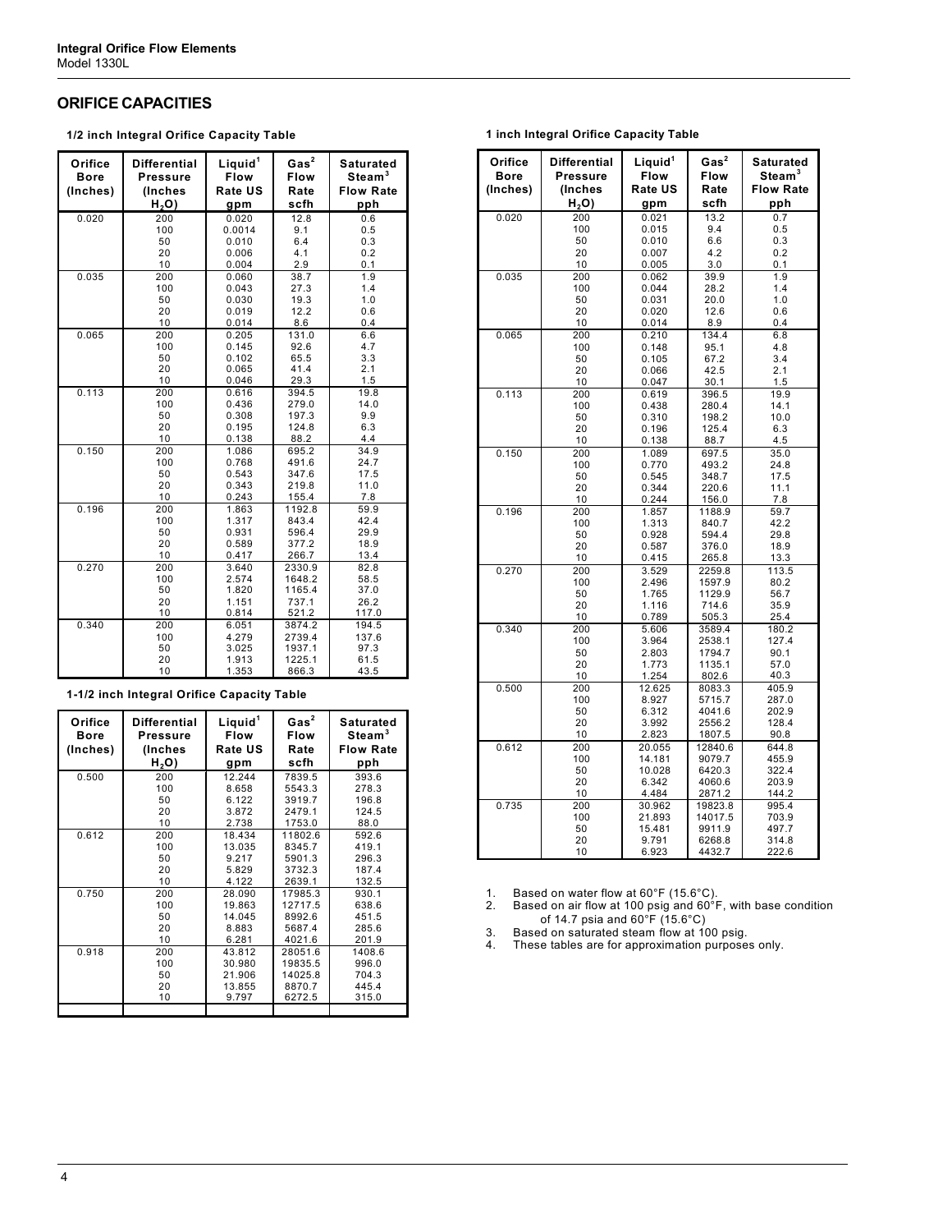## ORIFICE CAPACITIES

**1/2 inch Integral Orifice Capacity Table**

| Orifice Bore (Inches) | Differential Pressure (Inches $H_2O$) | Liquid[1] Flow Rate US gpm | Gas[2] Flow Rate scfh | Saturated Steam[3] Flow Rate pph |
|---|---|---|---|---|
| 0.020 | 200 | 0.020 | 12.8 | 0.6 |
| | 100 | 0.0014 | 9.1 | 0.5 |
| | 50 | 0.010 | 6.4 | 0.3 |
| | 20 | 0.006 | 4.1 | 0.2 |
| | 10 | 0.004 | 2.9 | 0.1 |
| 0.035 | 200 | 0.060 | 38.7 | 1.9 |
| | 100 | 0.043 | 27.3 | 1.4 |
| | 50 | 0.030 | 19.3 | 1.0 |
| | 20 | 0.019 | 12.2 | 0.6 |
| | 10 | 0.014 | 8.6 | 0.4 |
| 0.065 | 200 | 0.205 | 131.0 | 6.6 |
| | 100 | 0.145 | 92.6 | 4.7 |
| | 50 | 0.102 | 65.5 | 3.3 |
| | 20 | 0.065 | 41.4 | 2.1 |
| | 10 | 0.046 | 29.3 | 1.5 |
| 0.113 | 200 | 0.616 | 394.5 | 19.8 |
| | 100 | 0.436 | 279.0 | 14.0 |
| | 50 | 0.308 | 197.3 | 9.9 |
| | 20 | 0.195 | 124.8 | 6.3 |
| | 10 | 0.138 | 88.2 | 4.4 |
| 0.150 | 200 | 1.086 | 695.2 | 34.9 |
| | 100 | 0.768 | 491.6 | 24.7 |
| | 50 | 0.543 | 347.6 | 17.5 |
| | 20 | 0.343 | 219.8 | 11.0 |
| | 10 | 0.243 | 155.4 | 7.8 |
| 0.196 | 200 | 1.863 | 1192.8 | 59.9 |
| | 100 | 1.317 | 843.4 | 42.4 |
| | 50 | 0.931 | 596.4 | 29.9 |
| | 20 | 0.589 | 377.2 | 18.9 |
| | 10 | 0.417 | 266.7 | 13.4 |
| 0.270 | 200 | 3.640 | 2330.9 | 82.8 |
| | 100 | 2.574 | 1648.2 | 58.5 |
| | 50 | 1.820 | 1165.4 | 37.0 |
| | 20 | 1.151 | 737.1 | 26.2 |
| | 10 | 0.814 | 521.2 | 117.0 |
| 0.340 | 200 | 6.051 | 3874.2 | 194.5 |
| | 100 | 4.279 | 2739.4 | 137.6 |
| | 50 | 3.025 | 1937.1 | 97.3 |
| | 20 | 1.913 | 1225.1 | 61.5 |
| | 10 | 1.353 | 866.3 | 43.5 |

**1-1/2 inch Integral Orifice Capacity Table**

| Orifice Bore (Inches) | Differential Pressure (Inches $H_2O$) | Liquid[1] Flow Rate US gpm | Gas[2] Flow Rate scfh | Saturated Steam[3] Flow Rate pph |
|---|---|---|---|---|
| 0.500 | 200 | 12.244 | 7839.5 | 393.6 |
| | 100 | 8.658 | 5543.3 | 278.3 |
| | 50 | 6.122 | 3919.7 | 196.8 |
| | 20 | 3.872 | 2479.1 | 124.5 |
| | 10 | 2.738 | 1753.0 | 88.0 |
| 0.612 | 200 | 18.434 | 11802.6 | 592.6 |
| | 100 | 13.035 | 8345.7 | 419.1 |
| | 50 | 9.217 | 5901.3 | 296.3 |
| | 20 | 5.829 | 3732.3 | 187.4 |
| | 10 | 4.122 | 2639.1 | 132.5 |
| 0.750 | 200 | 28.090 | 17985.3 | 930.1 |
| | 100 | 19.863 | 12717.5 | 638.6 |
| | 50 | 14.045 | 8992.6 | 451.5 |
| | 20 | 8.883 | 5687.4 | 285.6 |
| | 10 | 6.281 | 4021.6 | 201.9 |
| 0.918 | 200 | 43.812 | 28051.6 | 1408.6 |
| | 100 | 30.980 | 19835.5 | 996.0 |
| | 50 | 21.906 | 14025.8 | 704.3 |
| | 20 | 13.855 | 8870.7 | 445.4 |
| | 10 | 9.797 | 6272.5 | 315.0 |

**1 inch Integral Orifice Capacity Table**

| Orifice Bore (Inches) | Differential Pressure (Inches $H_2O$) | Liquid[1] Flow Rate US gpm | Gas[2] Flow Rate scfh | Saturated Steam[3] Flow Rate pph |
|---|---|---|---|---|
| 0.020 | 200 | 0.021 | 13.2 | 0.7 |
| | 100 | 0.015 | 9.4 | 0.5 |
| | 50 | 0.010 | 6.6 | 0.3 |
| | 20 | 0.007 | 4.2 | 0.2 |
| | 10 | 0.005 | 3.0 | 0.1 |
| 0.035 | 200 | 0.062 | 39.9 | 1.9 |
| | 100 | 0.044 | 28.2 | 1.4 |
| | 50 | 0.031 | 20.0 | 1.0 |
| | 20 | 0.020 | 12.6 | 0.6 |
| | 10 | 0.014 | 8.9 | 0.4 |
| 0.065 | 200 | 0.210 | 134.4 | 6.8 |
| | 100 | 0.148 | 95.1 | 4.8 |
| | 50 | 0.105 | 67.2 | 3.4 |
| | 20 | 0.066 | 42.5 | 2.1 |
| | 10 | 0.047 | 30.1 | 1.5 |
| 0.113 | 200 | 0.619 | 396.5 | 19.9 |
| | 100 | 0.438 | 280.4 | 14.1 |
| | 50 | 0.310 | 198.2 | 10.0 |
| | 20 | 0.196 | 125.4 | 6.3 |
| | 10 | 0.138 | 88.7 | 4.5 |
| 0.150 | 200 | 1.089 | 697.5 | 35.0 |
| | 100 | 0.770 | 493.2 | 24.8 |
| | 50 | 0.545 | 348.7 | 17.5 |
| | 20 | 0.344 | 220.6 | 11.1 |
| | 10 | 0.244 | 156.0 | 7.8 |
| 0.196 | 200 | 1.857 | 1188.9 | 59.7 |
| | 100 | 1.313 | 840.7 | 42.2 |
| | 50 | 0.928 | 594.4 | 29.8 |
| | 20 | 0.587 | 376.0 | 18.9 |
| | 10 | 0.415 | 265.8 | 13.3 |
| 0.270 | 200 | 3.529 | 2259.8 | 113.5 |
| | 100 | 2.496 | 1597.9 | 80.2 |
| | 50 | 1.765 | 1129.9 | 56.7 |
| | 20 | 1.116 | 714.6 | 35.9 |
| | 10 | 0.789 | 505.3 | 25.4 |
| 0.340 | 200 | 5.606 | 3589.4 | 180.2 |
| | 100 | 3.964 | 2538.1 | 127.4 |
| | 50 | 2.803 | 1794.7 | 90.1 |
| | 20 | 1.773 | 1135.1 | 57.0 |
| | 10 | 1.254 | 802.6 | 40.3 |
| 0.500 | 200 | 12.625 | 8083.3 | 405.9 |
| | 100 | 8.927 | 5715.7 | 287.0 |
| | 50 | 6.312 | 4041.6 | 202.9 |
| | 20 | 3.992 | 2556.2 | 128.4 |
| | 10 | 2.823 | 1807.5 | 90.8 |
| 0.612 | 200 | 20.055 | 12840.6 | 644.8 |
| | 100 | 14.181 | 9079.7 | 455.9 |
| | 50 | 10.028 | 6420.3 | 322.4 |
| | 20 | 6.342 | 4060.6 | 203.9 |
| | 10 | 4.484 | 2871.2 | 144.2 |
| 0.735 | 200 | 30.962 | 19823.8 | 995.4 |
| | 100 | 21.893 | 14017.5 | 703.9 |
| | 50 | 15.481 | 9911.9 | 497.7 |
| | 20 | 9.791 | 6268.8 | 314.8 |
| | 10 | 6.923 | 4432.7 | 222.6 |

1. Based on water flow at 60°F (15.6°C).
2. Based on air flow at 100 psig and 60°F, with base condition of 14.7 psia and 60°F (15.6°C)
3. Based on saturated steam flow at 100 psig.
4. These tables are for approximation purposes only.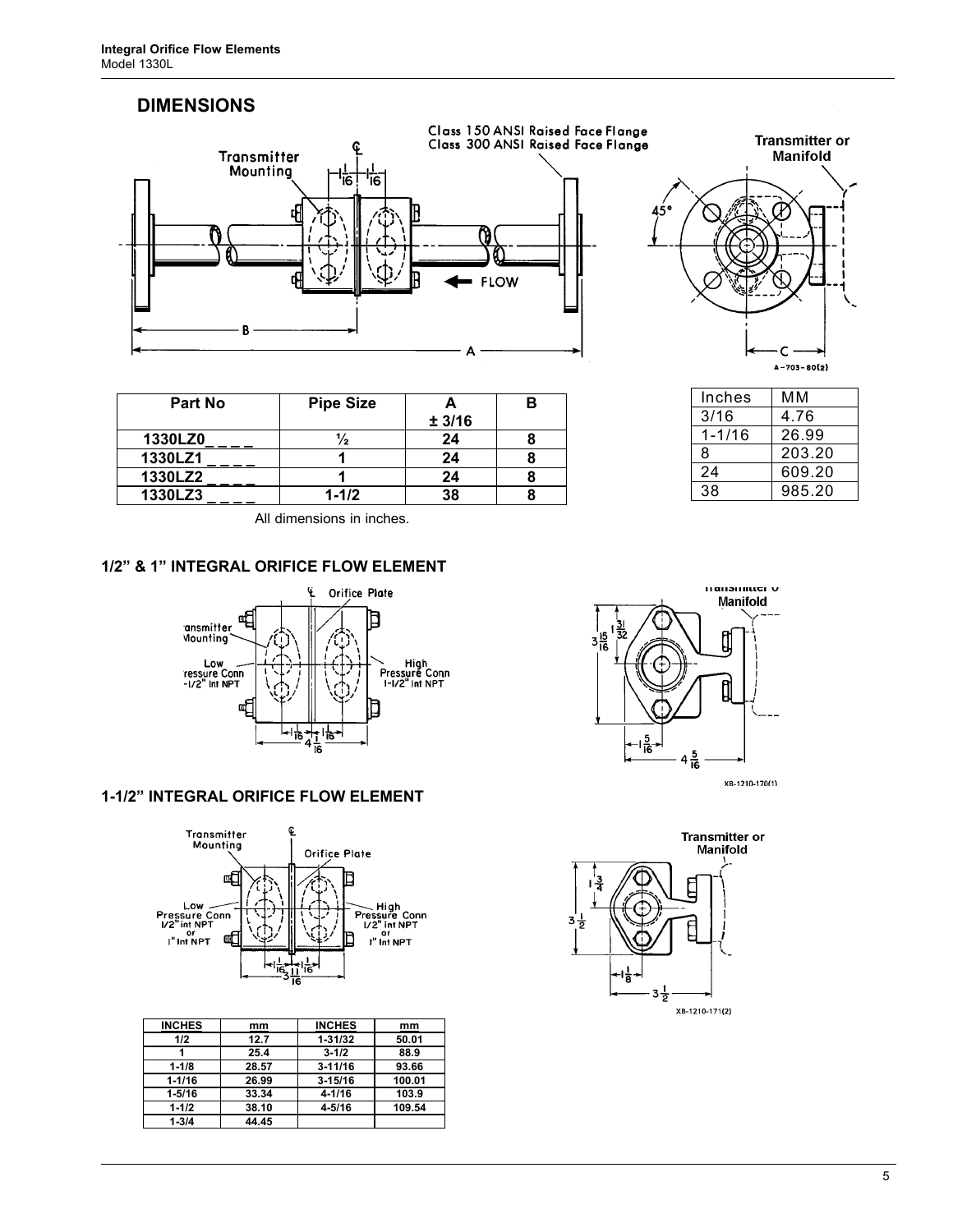## DIMENSIONS

| Part No | Pipe Size | A ± 3/16 | B |
|---|---|---|---|
| 1330LZ0_ _ _ _ | ½ | 24 | 8 |
| 1330LZ1 _ _ _ _ | 1 | 24 | 8 |
| 1330LZ2 _ _ _ _ | 1 | 24 | 8 |
| 1330LZ3 _ _ _ _ | 1-1/2 | 38 | 8 |

All dimensions in inches.

| Inches | MM |
|---|---|
| 3/16 | 4.76 |
| 1-1/16 | 26.99 |
| 8 | 203.20 |
| 24 | 609.20 |
| 38 | 985.20 |

### 1/2" & 1" INTEGRAL ORIFICE FLOW ELEMENT

### 1-1/2" INTEGRAL ORIFICE FLOW ELEMENT

| INCHES | mm | INCHES | mm |
|---|---|---|---|
| 1/2 | 12.7 | 1-31/32 | 50.01 |
| 1 | 25.4 | 3-1/2 | 88.9 |
| 1-1/8 | 28.57 | 3-11/16 | 93.66 |
| 1-1/16 | 26.99 | 3-15/16 | 100.01 |
| 1-5/16 | 33.34 | 4-1/16 | 103.9 |
| 1-1/2 | 38.10 | 4-5/16 | 109.54 |
| 1-3/4 | 44.45 | | |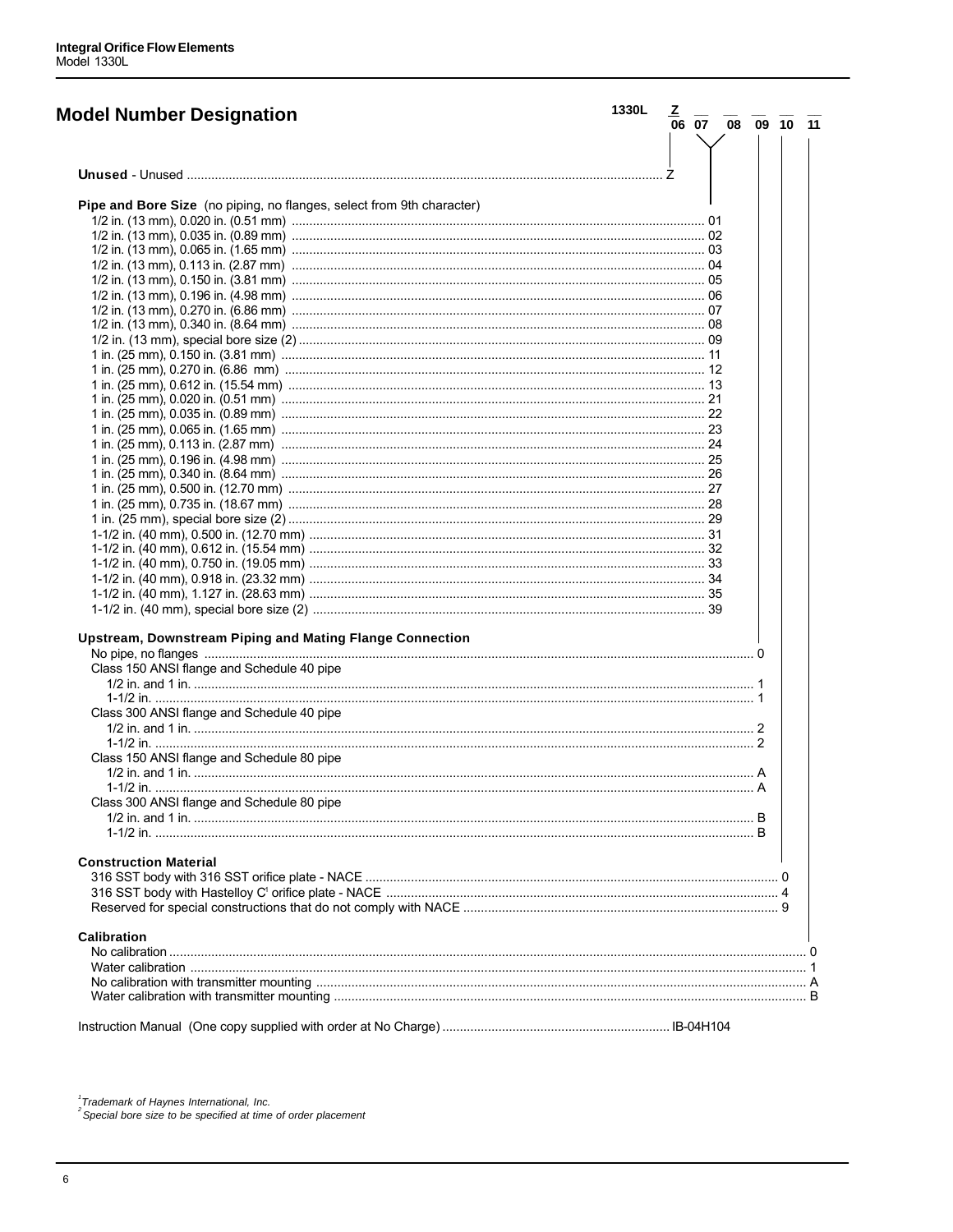## Model Number Designation

1330L Z __ __ __ __ __ __
(06 07 08 09 10 11)

**Unused** - Unused ........ Z

**Pipe and Bore Size** (no piping, no flanges, select from 9th character)

| Description | Code |
|---|---|
| 1/2 in. (13 mm), 0.020 in. (0.51 mm) | 01 |
| 1/2 in. (13 mm), 0.035 in. (0.89 mm) | 02 |
| 1/2 in. (13 mm), 0.065 in. (1.65 mm) | 03 |
| 1/2 in. (13 mm), 0.113 in. (2.87 mm) | 04 |
| 1/2 in. (13 mm), 0.150 in. (3.81 mm) | 05 |
| 1/2 in. (13 mm), 0.196 in. (4.98 mm) | 06 |
| 1/2 in. (13 mm), 0.270 in. (6.86 mm) | 07 |
| 1/2 in. (13 mm), 0.340 in. (8.64 mm) | 08 |
| 1/2 in. (13 mm), special bore size (2) | 09 |
| 1 in. (25 mm), 0.150 in. (3.81 mm) | 11 |
| 1 in. (25 mm), 0.270 in. (6.86 mm) | 12 |
| 1 in. (25 mm), 0.612 in. (15.54 mm) | 13 |
| 1 in. (25 mm), 0.020 in. (0.51 mm) | 21 |
| 1 in. (25 mm), 0.035 in. (0.89 mm) | 22 |
| 1 in. (25 mm), 0.065 in. (1.65 mm) | 23 |
| 1 in. (25 mm), 0.113 in. (2.87 mm) | 24 |
| 1 in. (25 mm), 0.196 in. (4.98 mm) | 25 |
| 1 in. (25 mm), 0.340 in. (8.64 mm) | 26 |
| 1 in. (25 mm), 0.500 in. (12.70 mm) | 27 |
| 1 in. (25 mm), 0.735 in. (18.67 mm) | 28 |
| 1 in. (25 mm), special bore size (2) | 29 |
| 1-1/2 in. (40 mm), 0.500 in. (12.70 mm) | 31 |
| 1-1/2 in. (40 mm), 0.612 in. (15.54 mm) | 32 |
| 1-1/2 in. (40 mm), 0.750 in. (19.05 mm) | 33 |
| 1-1/2 in. (40 mm), 0.918 in. (23.32 mm) | 34 |
| 1-1/2 in. (40 mm), 1.127 in. (28.63 mm) | 35 |
| 1-1/2 in. (40 mm), special bore size (2) | 39 |

**Upstream, Downstream Piping and Mating Flange Connection**

| Description | Code |
|---|---|
| No pipe, no flanges | 0 |
| Class 150 ANSI flange and Schedule 40 pipe | |
| 1/2 in. and 1 in. | 1 |
| 1-1/2 in. | 1 |
| Class 300 ANSI flange and Schedule 40 pipe | |
| 1/2 in. and 1 in. | 2 |
| 1-1/2 in. | 2 |
| Class 150 ANSI flange and Schedule 80 pipe | |
| 1/2 in. and 1 in. | A |
| 1-1/2 in. | A |
| Class 300 ANSI flange and Schedule 80 pipe | |
| 1/2 in. and 1 in. | B |
| 1-1/2 in. | B |

**Construction Material**

| Description | Code |
|---|---|
| 316 SST body with 316 SST orifice plate - NACE | 0 |
| 316 SST body with Hastelloy C[1] orifice plate - NACE | 4 |
| Reserved for special constructions that do not comply with NACE | 9 |

**Calibration**

| Description | Code |
|---|---|
| No calibration | 0 |
| Water calibration | 1 |
| No calibration with transmitter mounting | A |
| Water calibration with transmitter mounting | B |

Instruction Manual (One copy supplied with order at No Charge) ........ IB-04H104

*[1] Trademark of Haynes International, Inc.*
*[2] Special bore size to be specified at time of order placement*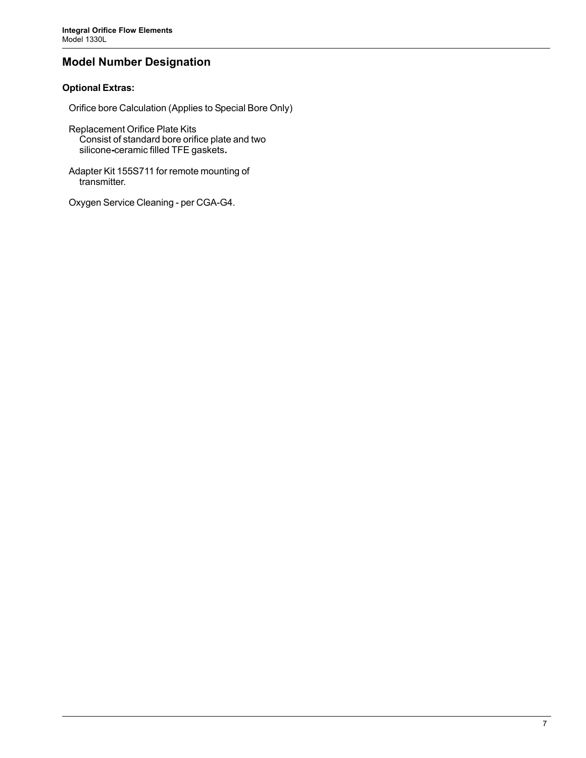## Model Number Designation

### Optional Extras:

Orifice bore Calculation (Applies to Special Bore Only)

Replacement Orifice Plate Kits
Consist of standard bore orifice plate and two silicone-ceramic filled TFE gaskets.

Adapter Kit 155S711 for remote mounting of transmitter.

Oxygen Service Cleaning - per CGA-G4.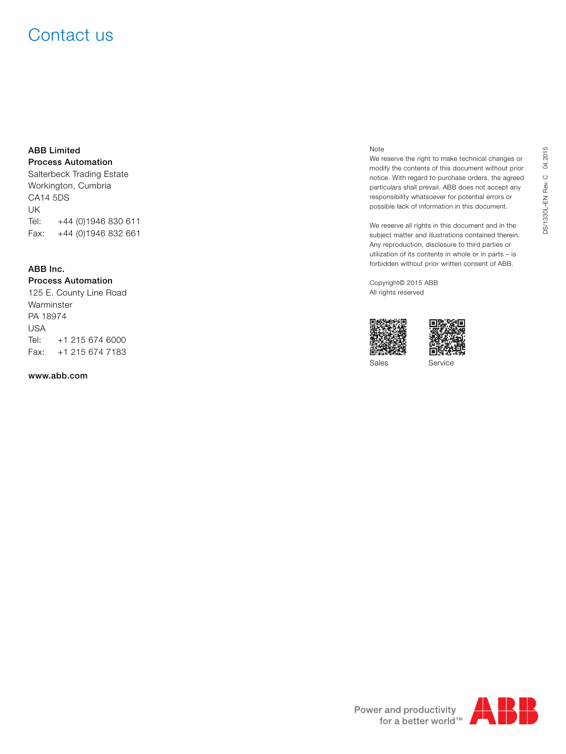# Contact us

**ABB Limited**
**Process Automation**
Salterbeck Trading Estate
Workington, Cumbria
CA14 5DS
UK
Tel: +44 (0)1946 830 611
Fax: +44 (0)1946 832 661

**ABB Inc.**
**Process Automation**
125 E. County Line Road
Warminster
PA 18974
USA
Tel: +1 215 674 6000
Fax: +1 215 674 7183

**www.abb.com**

Note
We reserve the right to make technical changes or modify the contents of this document without prior notice. With regard to purchase orders, the agreed particulars shall prevail. ABB does not accept any responsibility whatsoever for potential errors or possible lack of information in this document.

We reserve all rights in this document and in the subject matter and illustrations contained therein. Any reproduction, disclosure to third parties or utilization of its contents in whole or in parts – is forbidden without prior written consent of ABB.

Copyright© 2015 ABB
All rights reserved

Sales

Service

DS/1330L–EN Rev. C 04.2015

Power and productivity
for a better world™